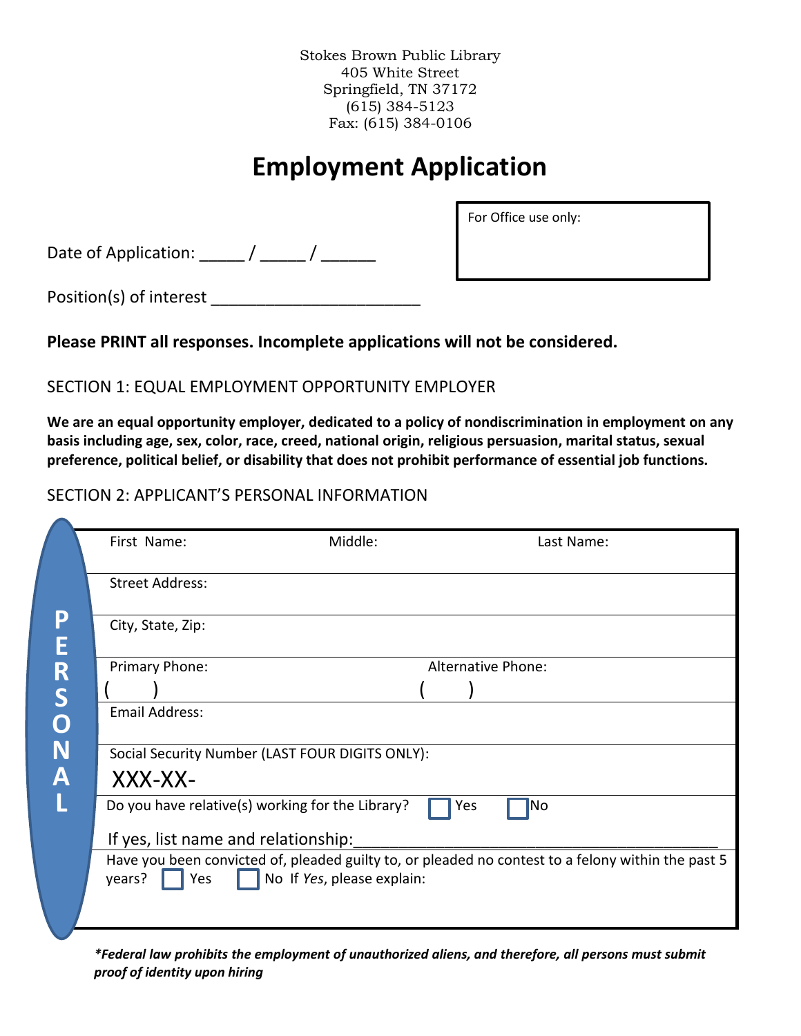Stokes Brown Public Library
405 White Street
Springfield, TN 37172
(615) 384-5123
Fax: (615) 384-0106

# Employment Application

For Office use only:

Date of Application: _____ / _____ / ______

Position(s) of interest ______________________

**Please PRINT all responses. Incomplete applications will not be considered.**

## SECTION 1: EQUAL EMPLOYMENT OPPORTUNITY EMPLOYER

**We are an equal opportunity employer, dedicated to a policy of nondiscrimination in employment on any basis including age, sex, color, race, creed, national origin, religious persuasion, marital status, sexual preference, political belief, or disability that does not prohibit performance of essential job functions.**

## SECTION 2: APPLICANT'S PERSONAL INFORMATION

**PERSONAL**

| First Name: | Middle: | Last Name: |
|---|---|---|
| Street Address: | | |
| City, State, Zip: | | |
| Primary Phone: ( ) | | Alternative Phone: ( ) |
| Email Address: | | |
| Social Security Number (LAST FOUR DIGITS ONLY): XXX-XX- | | |
| Do you have relative(s) working for the Library? ☐ Yes ☐ No<br>If yes, list name and relationship:________________________________________ | | |
| Have you been convicted of, pleaded guilty to, or pleaded no contest to a felony within the past 5 years? ☐ Yes ☐ No If *Yes*, please explain: | | |

***Federal law prohibits the employment of unauthorized aliens, and therefore, all persons must submit proof of identity upon hiring***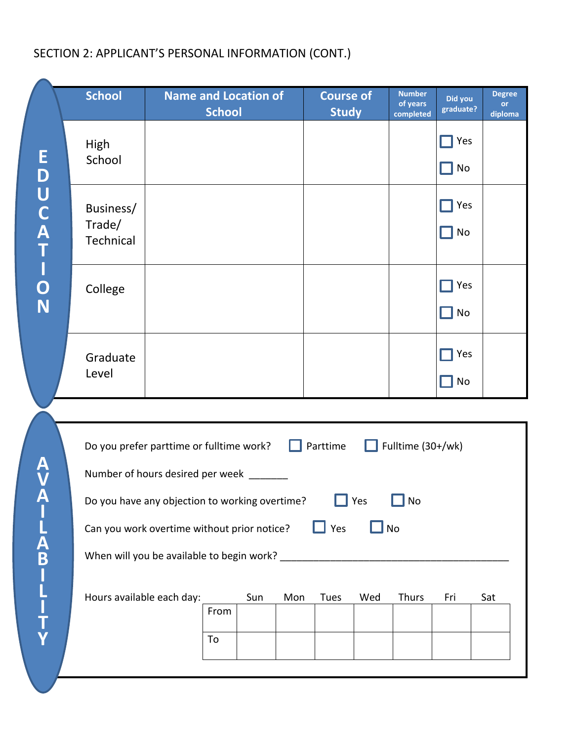SECTION 2: APPLICANT'S PERSONAL INFORMATION (CONT.)

**EDUCATION**

| School | Name and Location of School | Course of Study | Number of years completed | Did you graduate? | Degree or diploma |
|---|---|---|---|---|---|
| High School | | | | ☐ Yes ☐ No | |
| Business/ Trade/ Technical | | | | ☐ Yes ☐ No | |
| College | | | | ☐ Yes ☐ No | |
| Graduate Level | | | | ☐ Yes ☐ No | |

**AVAILABILITY**

Do you prefer parttime or fulltime work? ☐ Parttime ☐ Fulltime (30+/wk)

Number of hours desired per week _______

Do you have any objection to working overtime? ☐ Yes ☐ No

Can you work overtime without prior notice? ☐ Yes ☐ No

When will you be available to begin work? ___________________________________________

Hours available each day:

| | Sun | Mon | Tues | Wed | Thurs | Fri | Sat |
|---|---|---|---|---|---|---|---|
| From | | | | | | | |
| To | | | | | | | |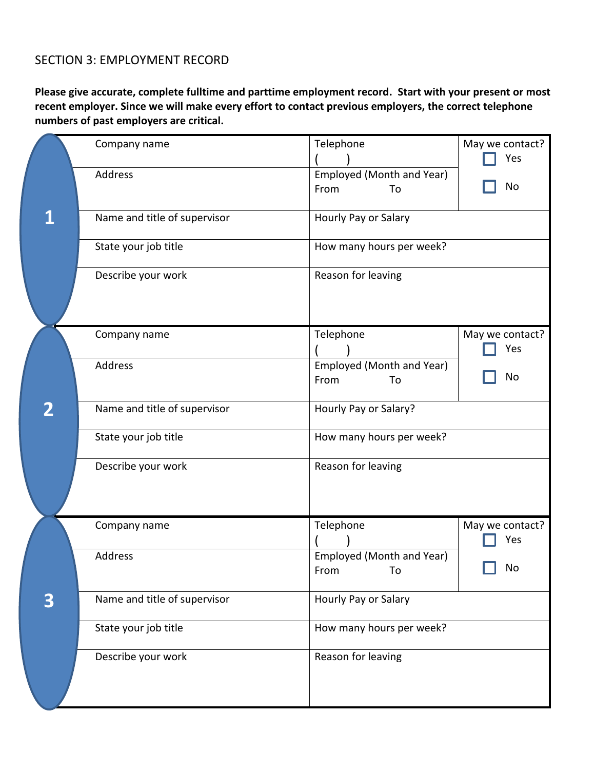SECTION 3: EMPLOYMENT RECORD

**Please give accurate, complete fulltime and parttime employment record. Start with your present or most recent employer. Since we will make every effort to contact previous employers, the correct telephone numbers of past employers are critical.**

| | | | |
|---|---|---|---|
| **1** | Company name | Telephone<br>( ) | May we contact?<br>☐ Yes<br>☐ No |
| | Address | Employed (Month and Year)<br>From To | |
| | Name and title of supervisor | Hourly Pay or Salary | |
| | State your job title | How many hours per week? | |
| | Describe your work | Reason for leaving | |
| **2** | Company name | Telephone<br>( ) | May we contact?<br>☐ Yes<br>☐ No |
| | Address | Employed (Month and Year)<br>From To | |
| | Name and title of supervisor | Hourly Pay or Salary? | |
| | State your job title | How many hours per week? | |
| | Describe your work | Reason for leaving | |
| **3** | Company name | Telephone<br>( ) | May we contact?<br>☐ Yes<br>☐ No |
| | Address | Employed (Month and Year)<br>From To | |
| | Name and title of supervisor | Hourly Pay or Salary | |
| | State your job title | How many hours per week? | |
| | Describe your work | Reason for leaving | |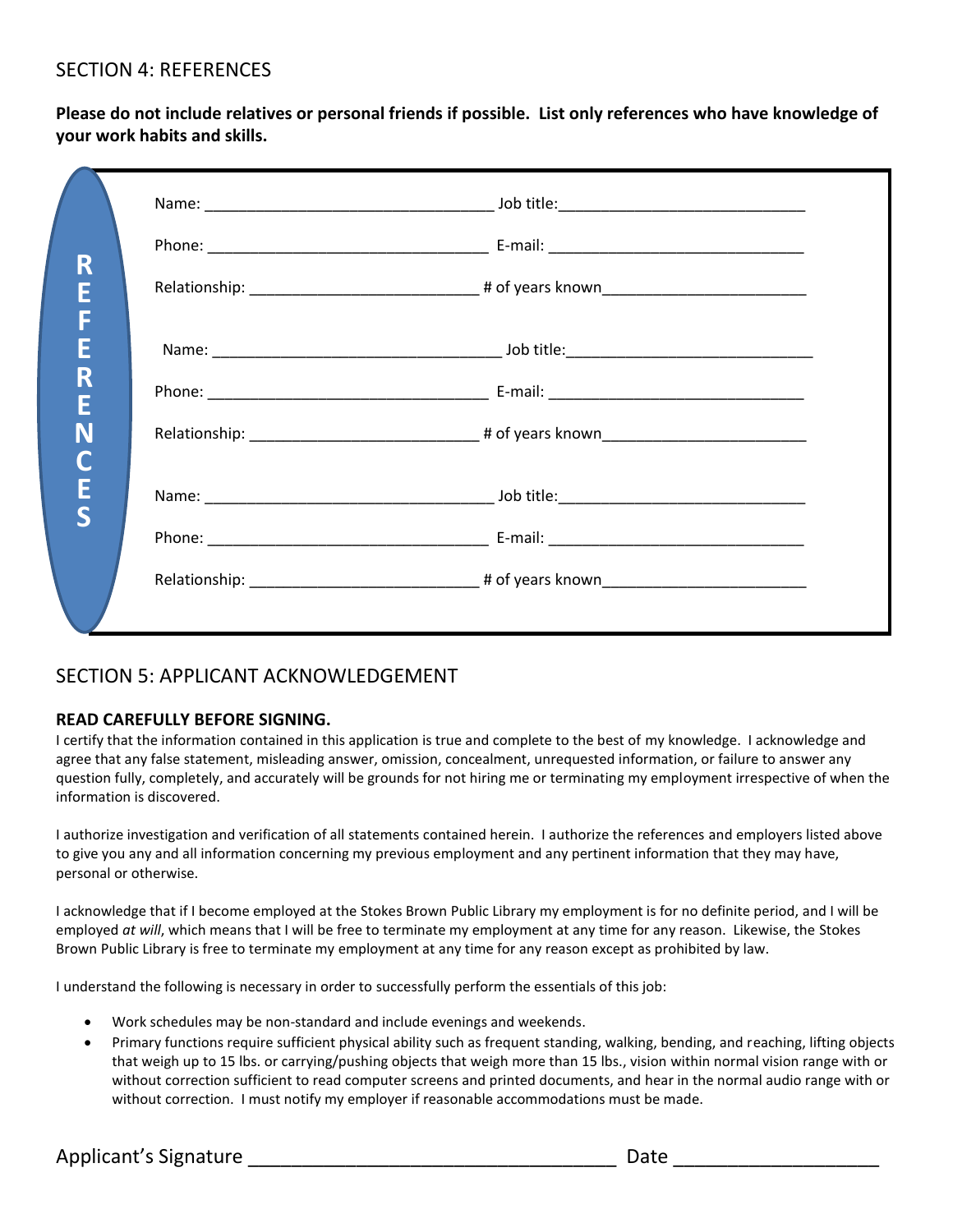## SECTION 4: REFERENCES

**Please do not include relatives or personal friends if possible. List only references who have knowledge of your work habits and skills.**

**REFERENCES**

Name: ______________________________ Job title: ______________________________

Phone: ______________________________ E-mail: ______________________________

Relationship: ________________________ # of years known______________________

Name: ______________________________ Job title: ______________________________

Phone: ______________________________ E-mail: ______________________________

Relationship: ________________________ # of years known______________________

Name: ______________________________ Job title: ______________________________

Phone: ______________________________ E-mail: ______________________________

Relationship: ________________________ # of years known______________________

## SECTION 5: APPLICANT ACKNOWLEDGEMENT

**READ CAREFULLY BEFORE SIGNING.**

I certify that the information contained in this application is true and complete to the best of my knowledge. I acknowledge and agree that any false statement, misleading answer, omission, concealment, unrequested information, or failure to answer any question fully, completely, and accurately will be grounds for not hiring me or terminating my employment irrespective of when the information is discovered.

I authorize investigation and verification of all statements contained herein. I authorize the references and employers listed above to give you any and all information concerning my previous employment and any pertinent information that they may have, personal or otherwise.

I acknowledge that if I become employed at the Stokes Brown Public Library my employment is for no definite period, and I will be employed *at will*, which means that I will be free to terminate my employment at any time for any reason. Likewise, the Stokes Brown Public Library is free to terminate my employment at any time for any reason except as prohibited by law.

I understand the following is necessary in order to successfully perform the essentials of this job:

- Work schedules may be non-standard and include evenings and weekends.
- Primary functions require sufficient physical ability such as frequent standing, walking, bending, and reaching, lifting objects that weigh up to 15 lbs. or carrying/pushing objects that weigh more than 15 lbs., vision within normal vision range with or without correction sufficient to read computer screens and printed documents, and hear in the normal audio range with or without correction. I must notify my employer if reasonable accommodations must be made.

Applicant's Signature ________________________________ Date __________________